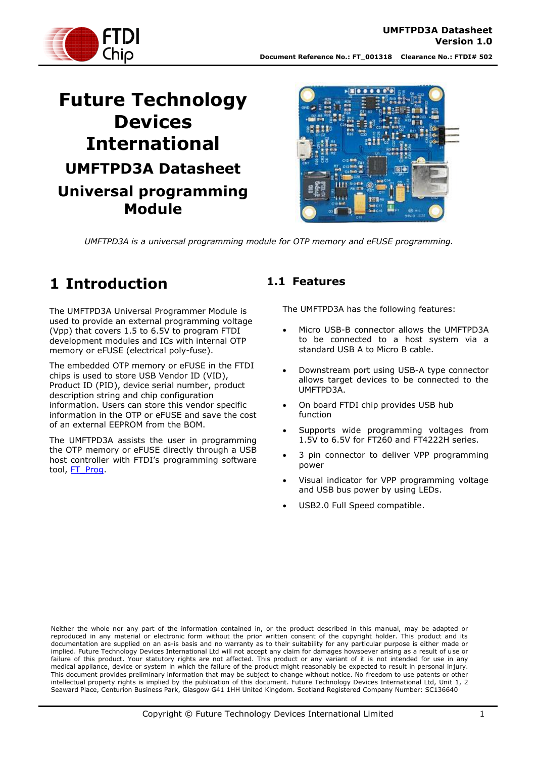# Future Technology Devices International

## UMFTPD3A Datasheet

## Universal programming Module

*UMFTPD3A is a universal programming module for OTP memory and eFUSE programming.*

# 1 Introduction

The UMFTPD3A Universal Programmer Module is used to provide an external programming voltage (Vpp) that covers 1.5 to 6.5V to program FTDI development modules and ICs with internal OTP memory or eFUSE (electrical poly-fuse).

The embedded OTP memory or eFUSE in the FTDI chips is used to store USB Vendor ID (VID), Product ID (PID), device serial number, product description string and chip configuration information. Users can store this vendor specific information in the OTP or eFUSE and save the cost of an external EEPROM from the BOM.

The UMFTPD3A assists the user in programming the OTP memory or eFUSE directly through a USB host controller with FTDI's programming software tool, FT_Prog.

## 1.1 Features

The UMFTPD3A has the following features:

- Micro USB-B connector allows the UMFTPD3A to be connected to a host system via a standard USB A to Micro B cable.
- Downstream port using USB-A type connector allows target devices to be connected to the UMFTPD3A.
- On board FTDI chip provides USB hub function
- Supports wide programming voltages from 1.5V to 6.5V for FT260 and FT4222H series.
- 3 pin connector to deliver VPP programming power
- Visual indicator for VPP programming voltage and USB bus power by using LEDs.
- USB2.0 Full Speed compatible.

Neither the whole nor any part of the information contained in, or the product described in this manual, may be adapted or reproduced in any material or electronic form without the prior written consent of the copyright holder. This product and its documentation are supplied on an as-is basis and no warranty as to their suitability for any particular purpose is either made or implied. Future Technology Devices International Ltd will not accept any claim for damages howsoever arising as a result of use or failure of this product. Your statutory rights are not affected. This product or any variant of it is not intended for use in any medical appliance, device or system in which the failure of the product might reasonably be expected to result in personal injury. This document provides preliminary information that may be subject to change without notice. No freedom to use patents or other intellectual property rights is implied by the publication of this document. Future Technology Devices International Ltd, Unit 1, 2 Seaward Place, Centurion Business Park, Glasgow G41 1HH United Kingdom. Scotland Registered Company Number: SC136640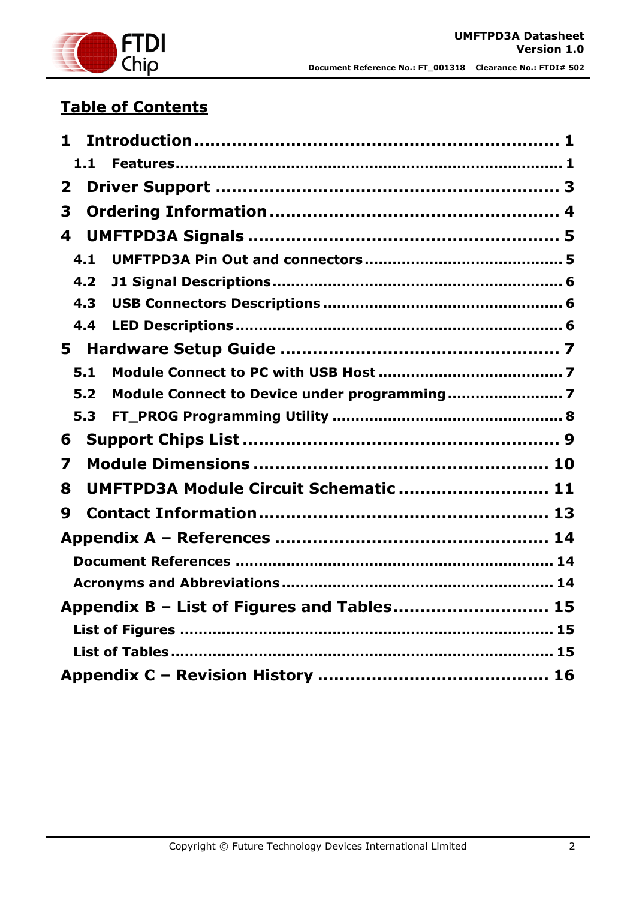## Table of Contents

- **1 Introduction** ..... 1
  - **1.1 Features** ..... 1
- **2 Driver Support** ..... 3
- **3 Ordering Information** ..... 4
- **4 UMFTPD3A Signals** ..... 5
  - **4.1 UMFTPD3A Pin Out and connectors** ..... 5
  - **4.2 J1 Signal Descriptions** ..... 6
  - **4.3 USB Connectors Descriptions** ..... 6
  - **4.4 LED Descriptions** ..... 6
- **5 Hardware Setup Guide** ..... 7
  - **5.1 Module Connect to PC with USB Host** ..... 7
  - **5.2 Module Connect to Device under programming** ..... 7
  - **5.3 FT_PROG Programming Utility** ..... 8
- **6 Support Chips List** ..... 9
- **7 Module Dimensions** ..... 10
- **8 UMFTPD3A Module Circuit Schematic** ..... 11
- **9 Contact Information** ..... 13
- **Appendix A – References** ..... 14
  - **Document References** ..... 14
  - **Acronyms and Abbreviations** ..... 14
- **Appendix B – List of Figures and Tables** ..... 15
  - **List of Figures** ..... 15
  - **List of Tables** ..... 15
- **Appendix C – Revision History** ..... 16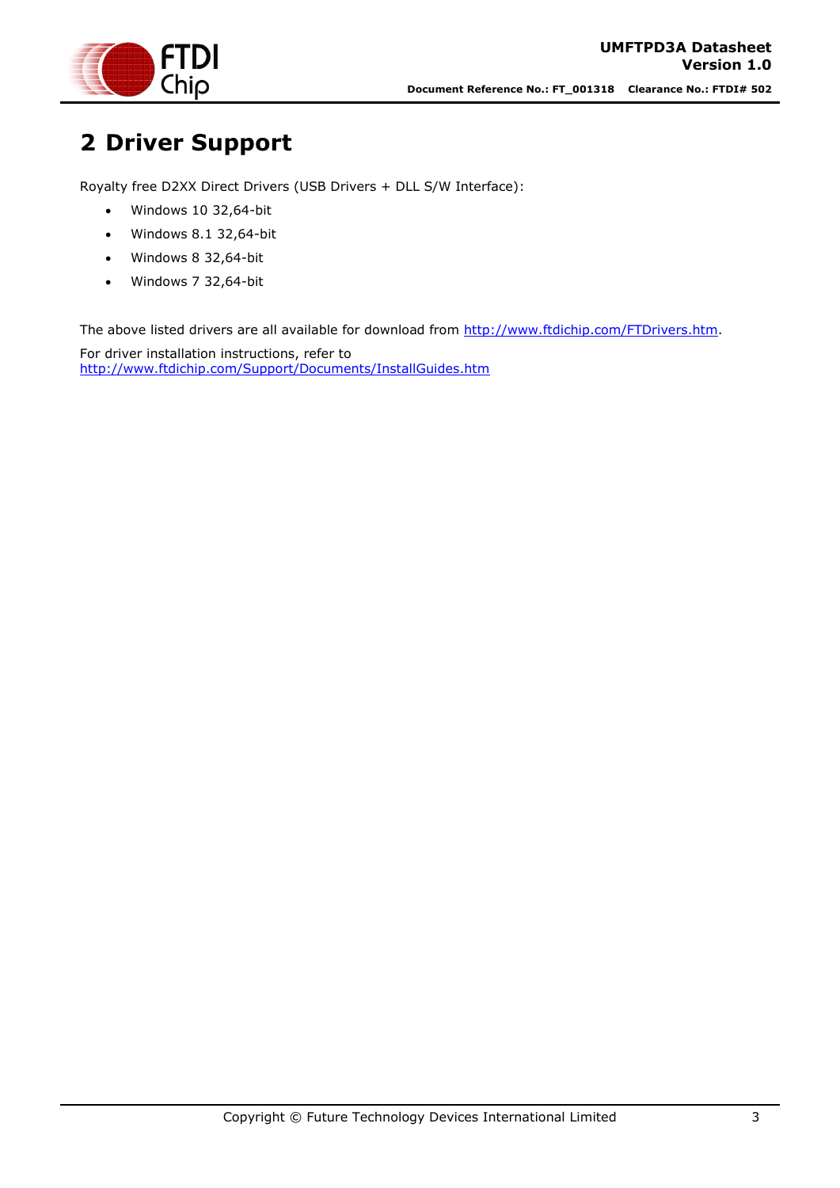# 2 Driver Support

Royalty free D2XX Direct Drivers (USB Drivers + DLL S/W Interface):

- Windows 10 32,64-bit
- Windows 8.1 32,64-bit
- Windows 8 32,64-bit
- Windows 7 32,64-bit

The above listed drivers are all available for download from http://www.ftdichip.com/FTDrivers.htm.

For driver installation instructions, refer to
http://www.ftdichip.com/Support/Documents/InstallGuides.htm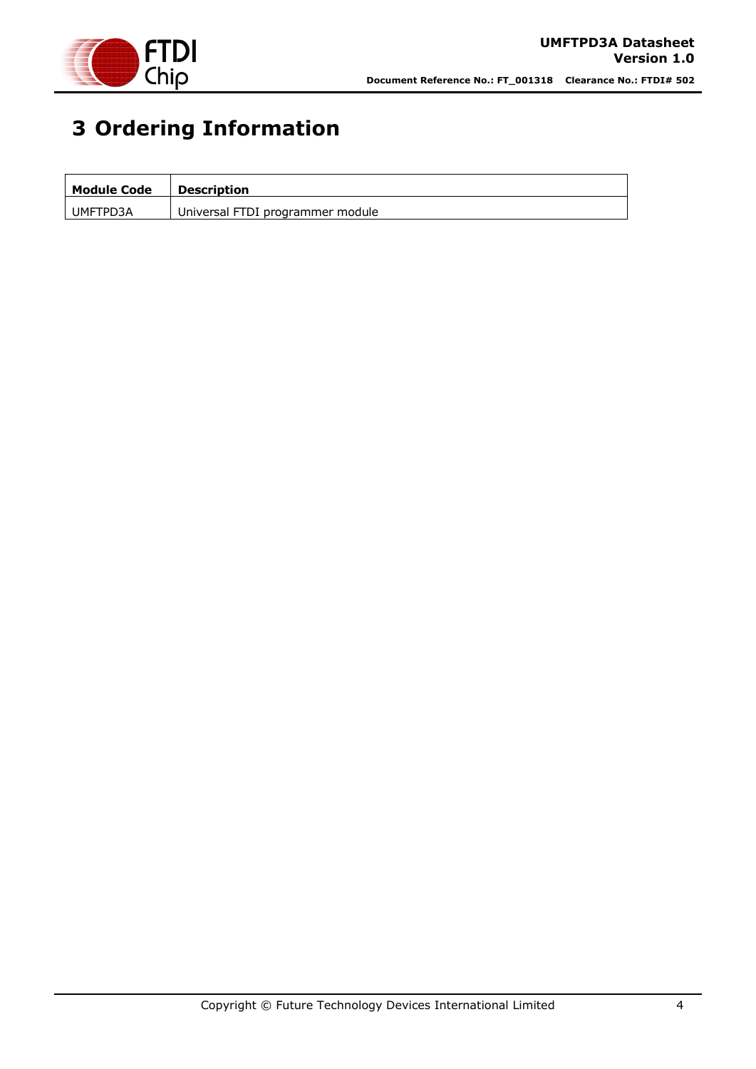# 3 Ordering Information

| Module Code | Description |
| --- | --- |
| UMFTPD3A | Universal FTDI programmer module |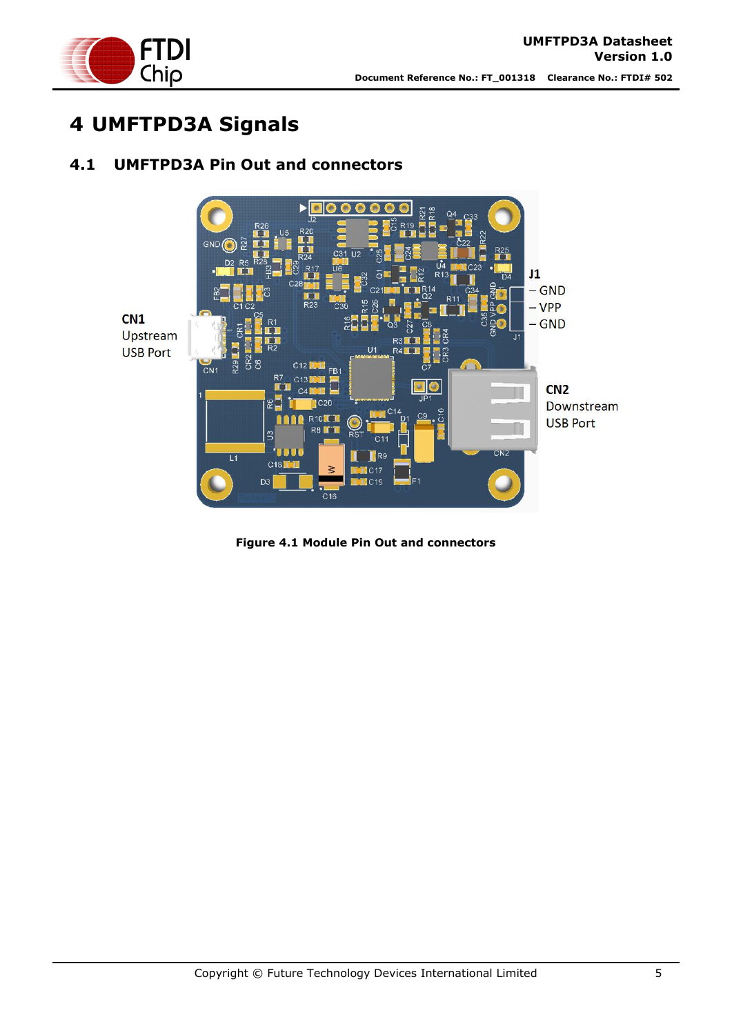# 4 UMFTPD3A Signals

## 4.1 UMFTPD3A Pin Out and connectors

Figure 4.1 Module Pin Out and connectors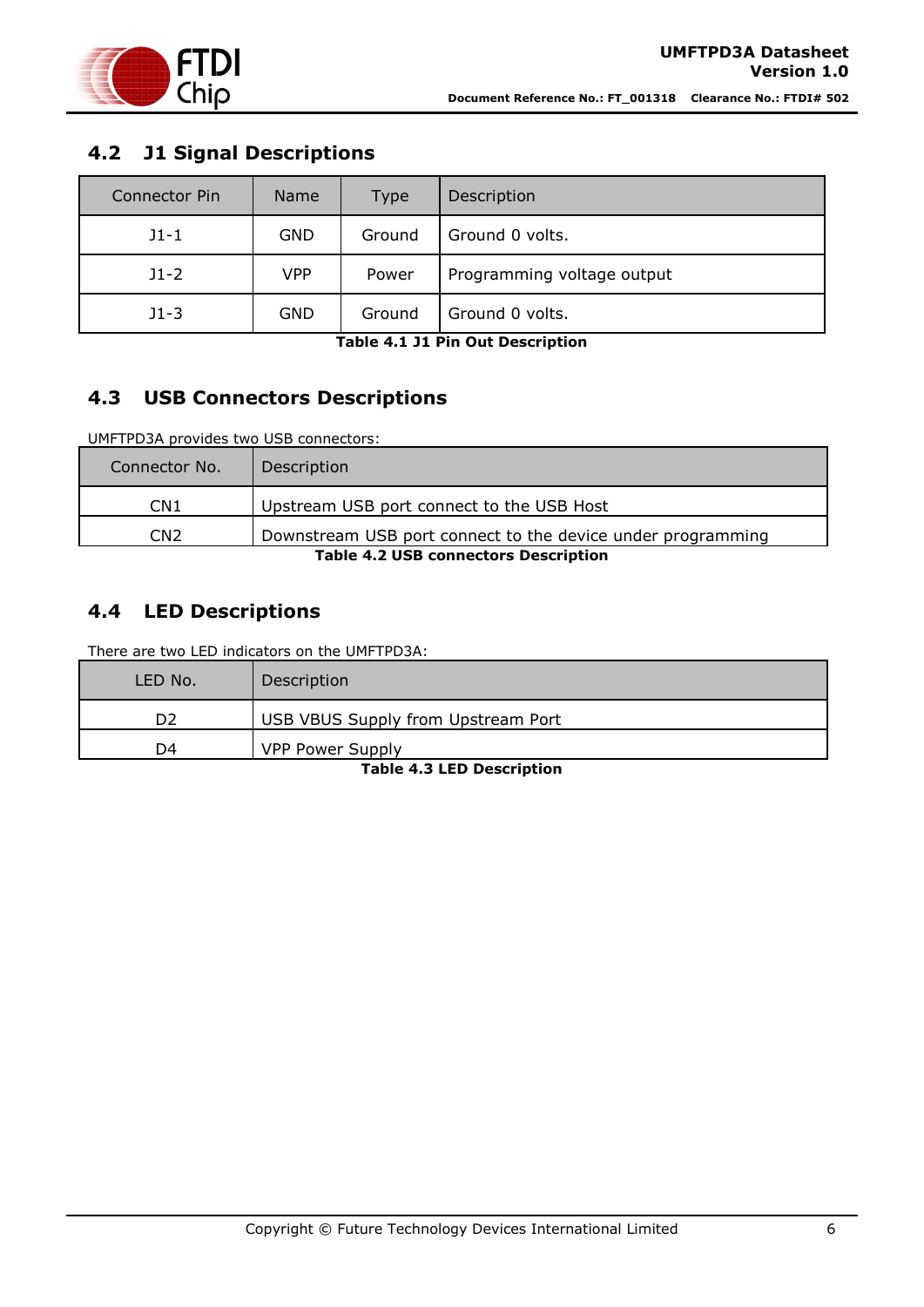## 4.2 J1 Signal Descriptions

| Connector Pin | Name | Type | Description |
|---|---|---|---|
| J1-1 | GND | Ground | Ground 0 volts. |
| J1-2 | VPP | Power | Programming voltage output |
| J1-3 | GND | Ground | Ground 0 volts. |

**Table 4.1 J1 Pin Out Description**

## 4.3 USB Connectors Descriptions

UMFTPD3A provides two USB connectors:

| Connector No. | Description |
|---|---|
| CN1 | Upstream USB port connect to the USB Host |
| CN2 | Downstream USB port connect to the device under programming |

**Table 4.2 USB connectors Description**

## 4.4 LED Descriptions

There are two LED indicators on the UMFTPD3A:

| LED No. | Description |
|---|---|
| D2 | USB VBUS Supply from Upstream Port |
| D4 | VPP Power Supply |

**Table 4.3 LED Description**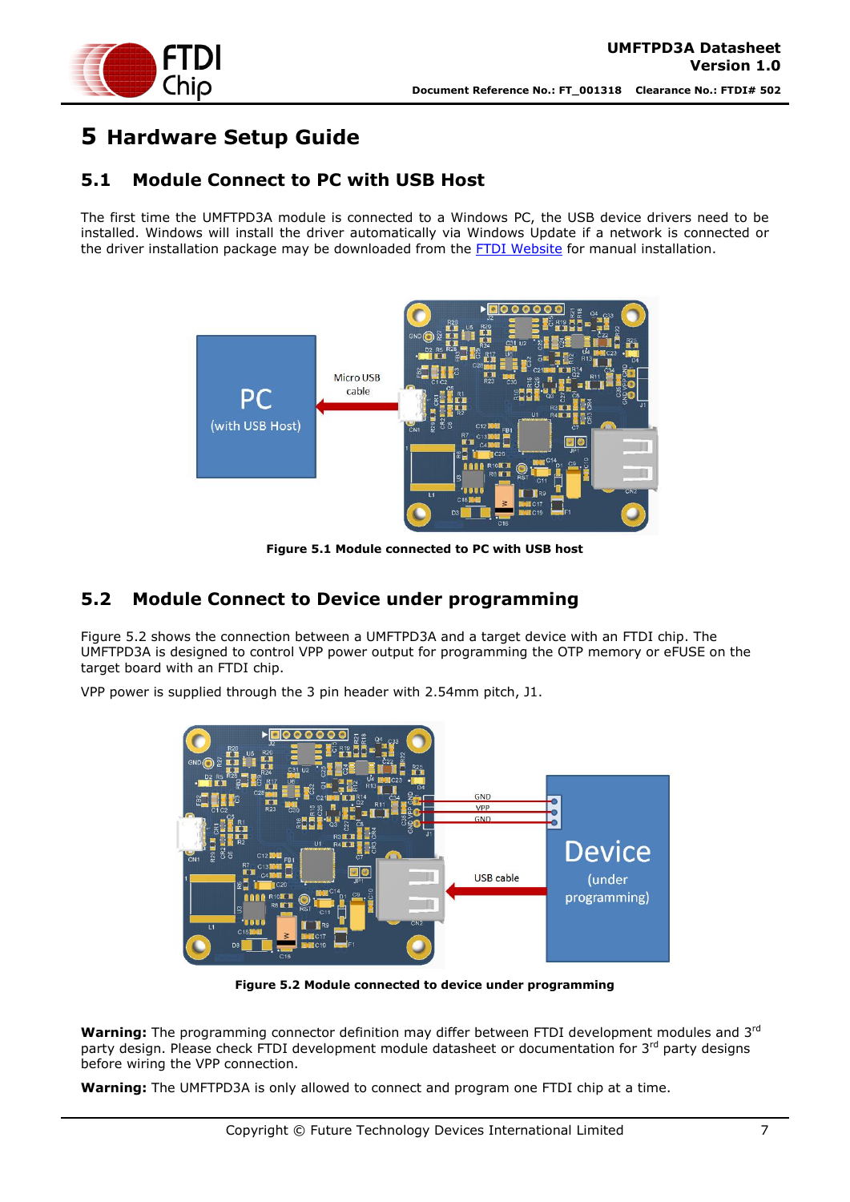# 5 Hardware Setup Guide

## 5.1 Module Connect to PC with USB Host

The first time the UMFTPD3A module is connected to a Windows PC, the USB device drivers need to be installed. Windows will install the driver automatically via Windows Update if a network is connected or the driver installation package may be downloaded from the FTDI Website for manual installation.

**Figure 5.1 Module connected to PC with USB host**

## 5.2 Module Connect to Device under programming

Figure 5.2 shows the connection between a UMFTPD3A and a target device with an FTDI chip. The UMFTPD3A is designed to control VPP power output for programming the OTP memory or eFUSE on the target board with an FTDI chip.

VPP power is supplied through the 3 pin header with 2.54mm pitch, J1.

**Figure 5.2 Module connected to device under programming**

**Warning:** The programming connector definition may differ between FTDI development modules and 3rd party design. Please check FTDI development module datasheet or documentation for 3rd party designs before wiring the VPP connection.

**Warning:** The UMFTPD3A is only allowed to connect and program one FTDI chip at a time.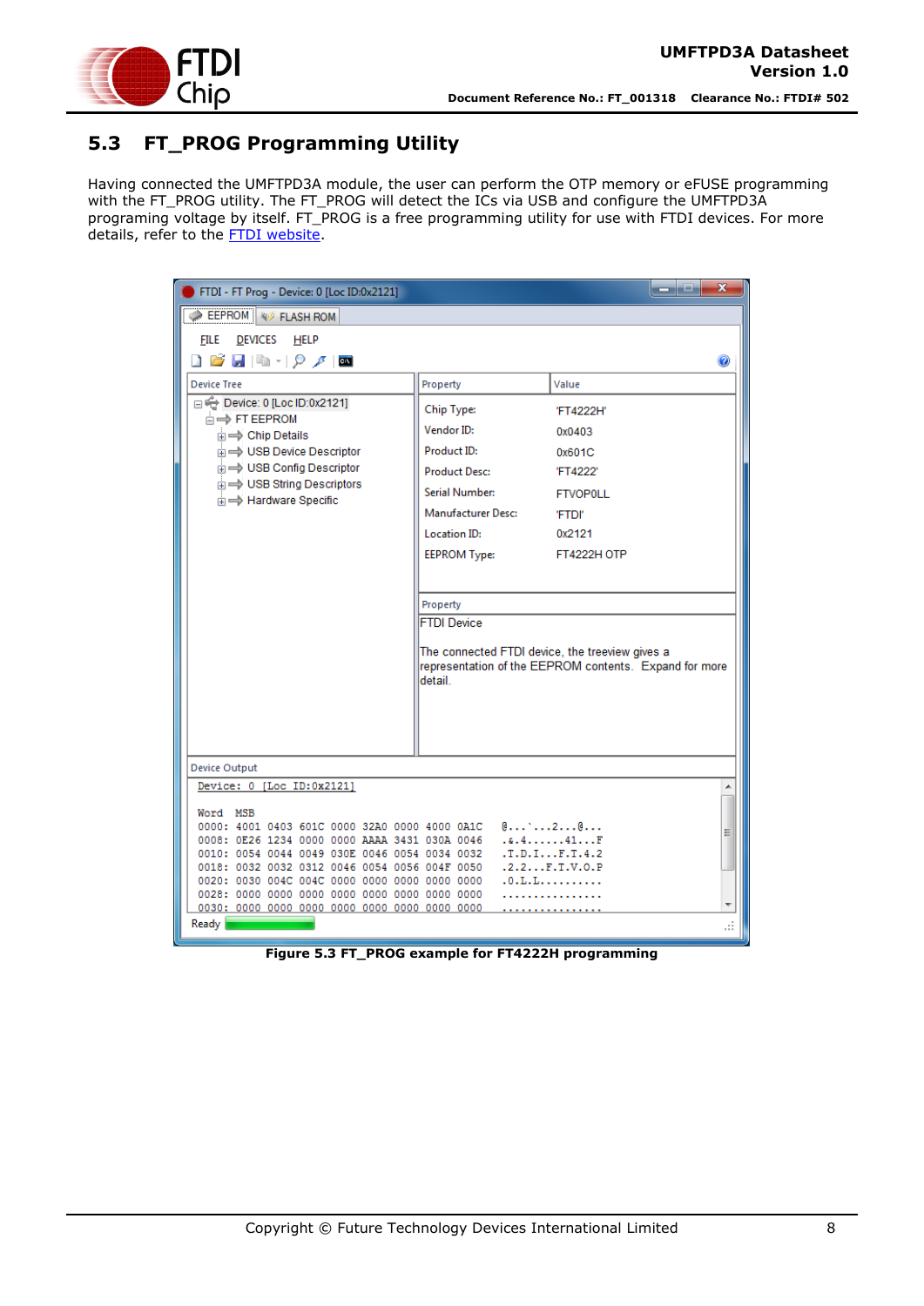## 5.3 FT_PROG Programming Utility

Having connected the UMFTPD3A module, the user can perform the OTP memory or eFUSE programming with the FT_PROG utility. The FT_PROG will detect the ICs via USB and configure the UMFTPD3A programing voltage by itself. FT_PROG is a free programming utility for use with FTDI devices. For more details, refer to the FTDI website.

**Figure 5.3 FT_PROG example for FT4222H programming**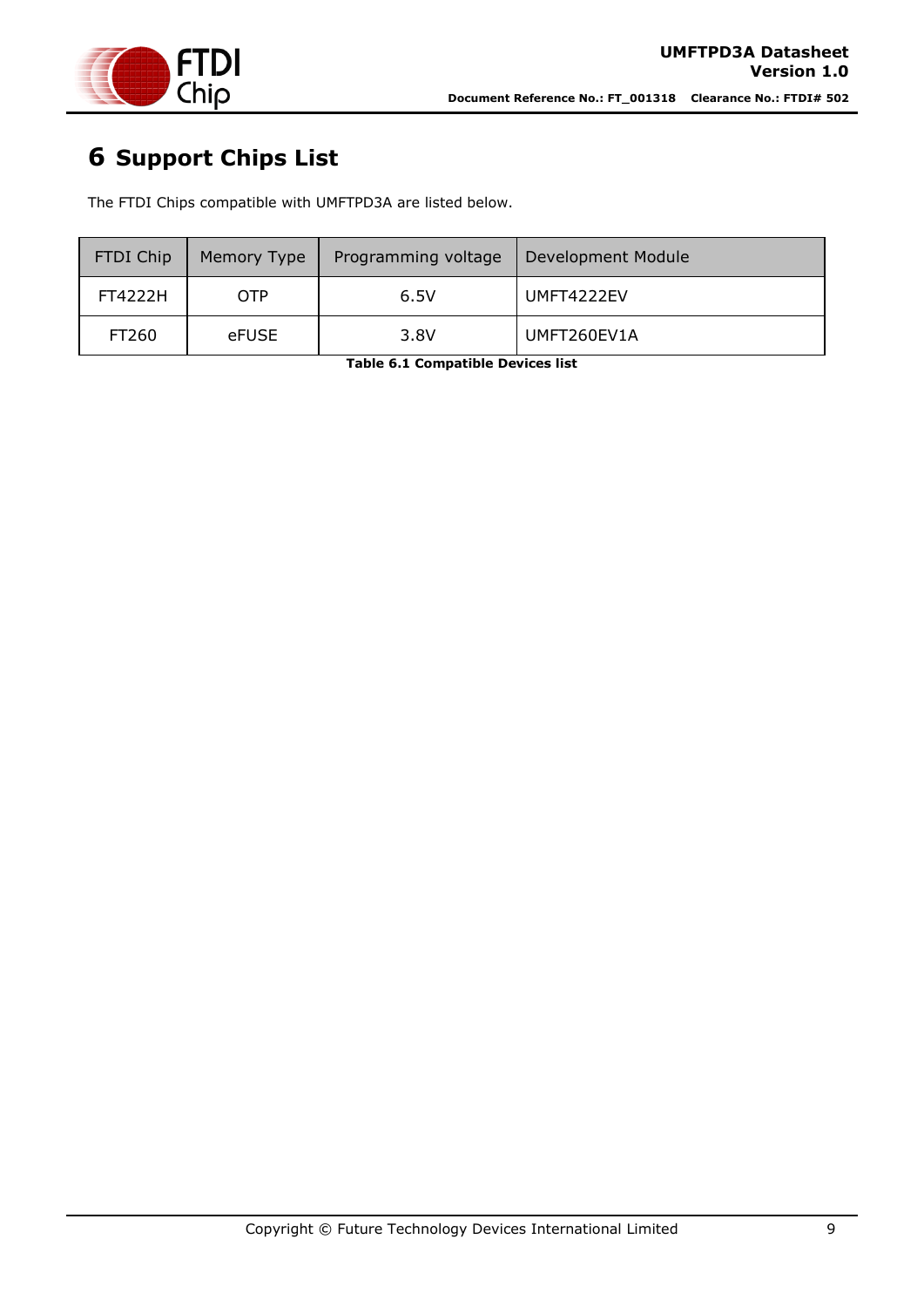# 6 Support Chips List

The FTDI Chips compatible with UMFTPD3A are listed below.

| FTDI Chip | Memory Type | Programming voltage | Development Module |
|---|---|---|---|
| FT4222H | OTP | 6.5V | UMFT4222EV |
| FT260 | eFUSE | 3.8V | UMFT260EV1A |

**Table 6.1 Compatible Devices list**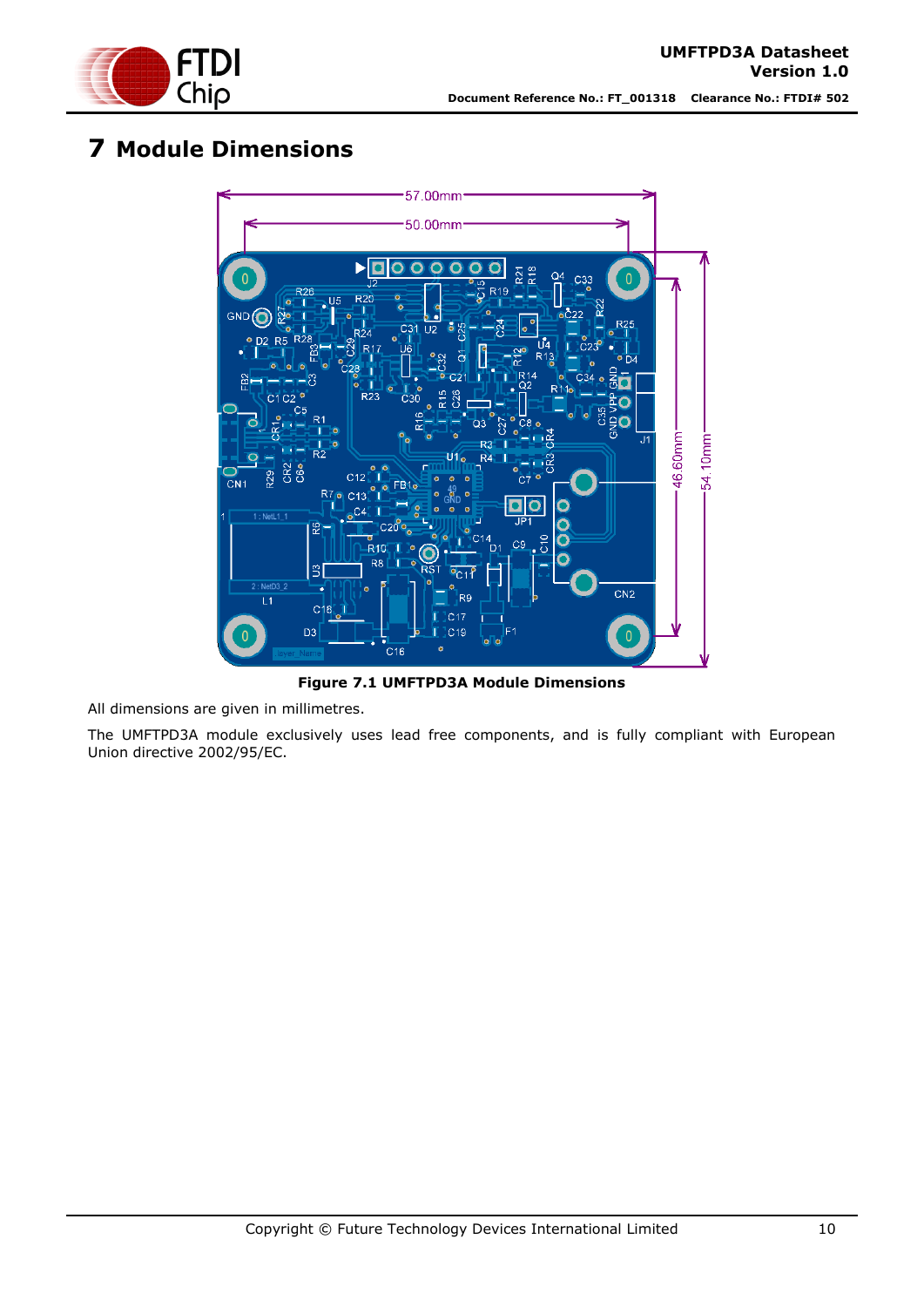# 7 Module Dimensions

**Figure 7.1 UMFTPD3A Module Dimensions**

All dimensions are given in millimetres.

The UMFTPD3A module exclusively uses lead free components, and is fully compliant with European Union directive 2002/95/EC.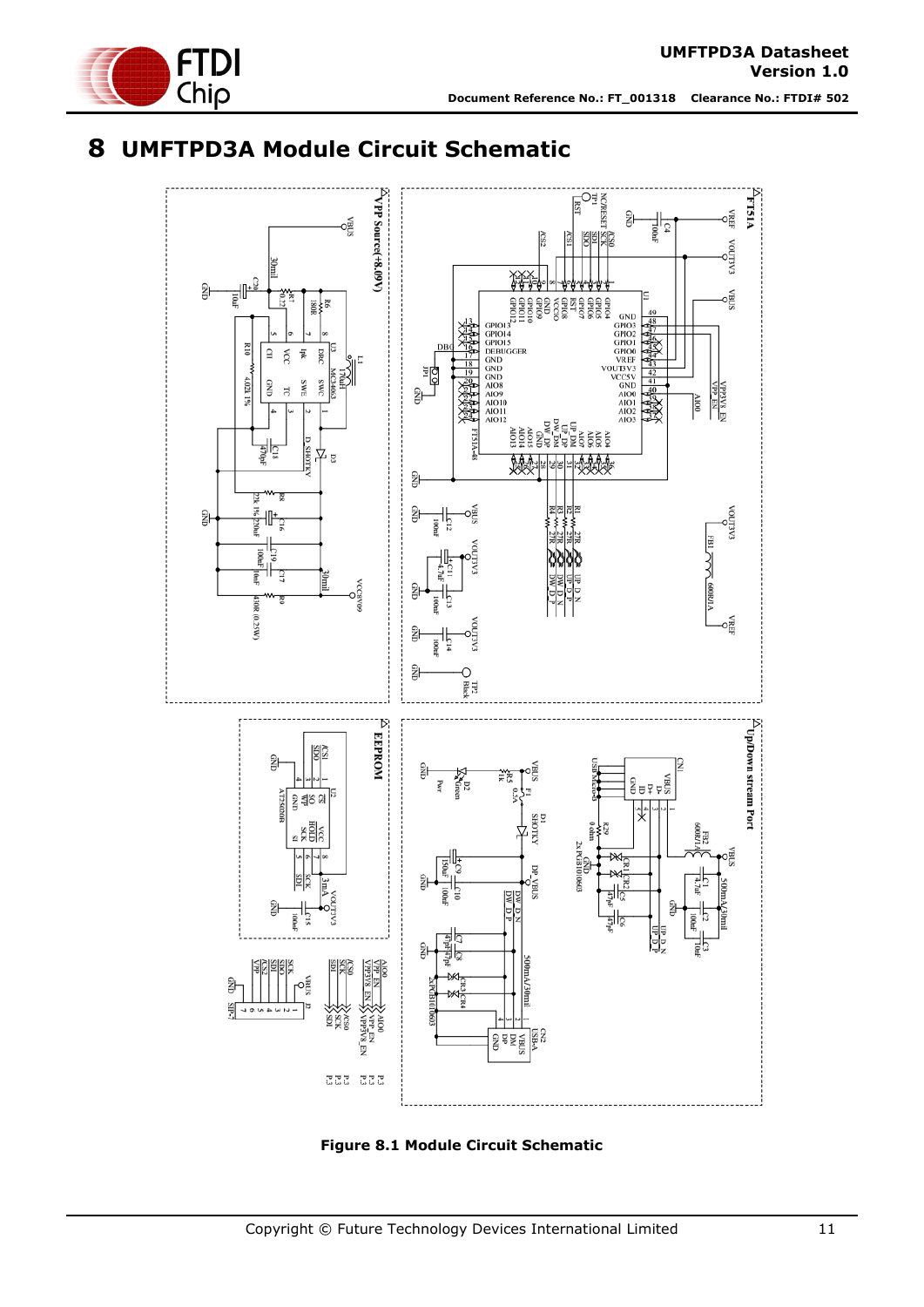# 8 UMFTPD3A Module Circuit Schematic

Figure 8.1 Module Circuit Schematic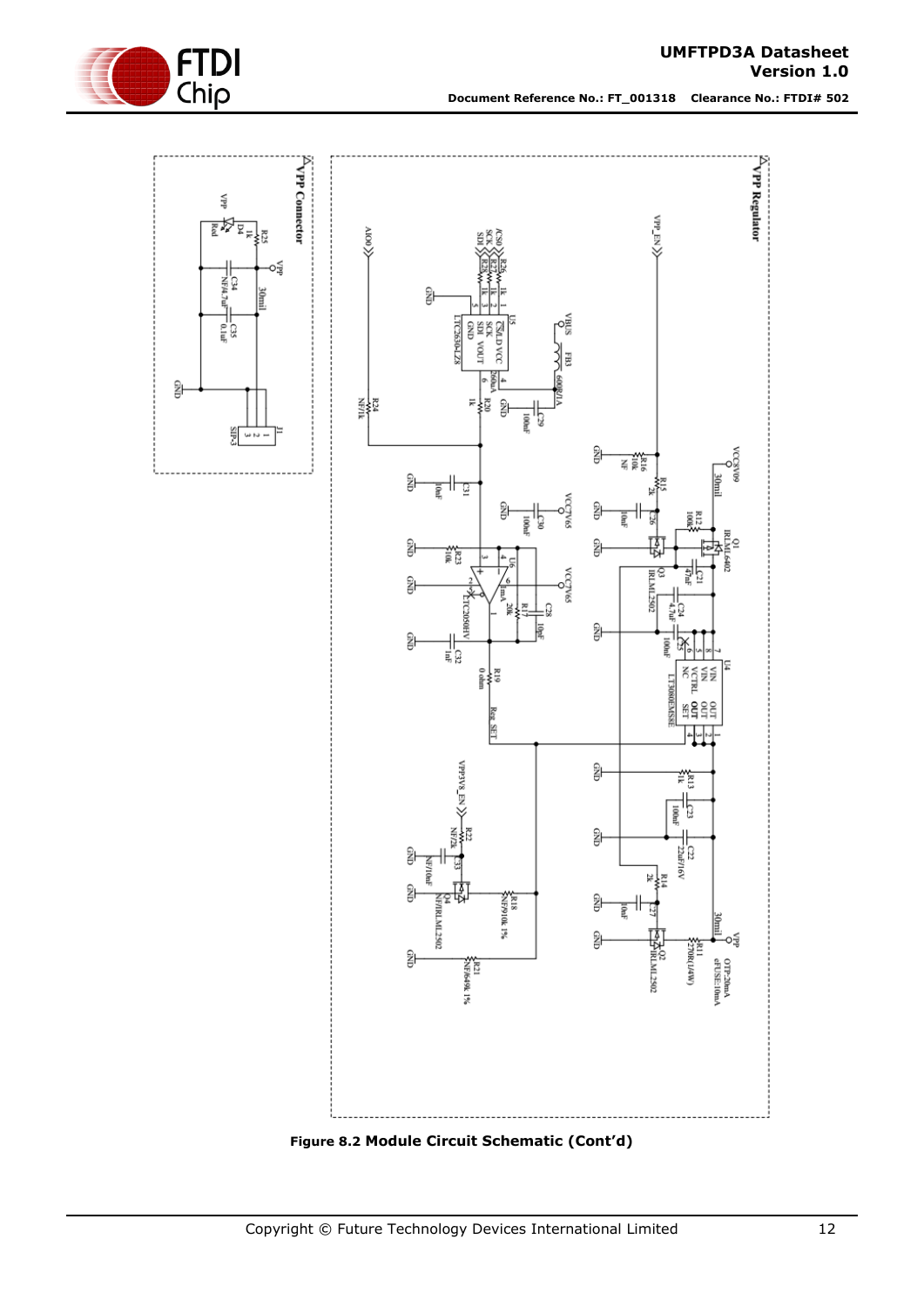Figure 8.2 Module Circuit Schematic (Cont'd)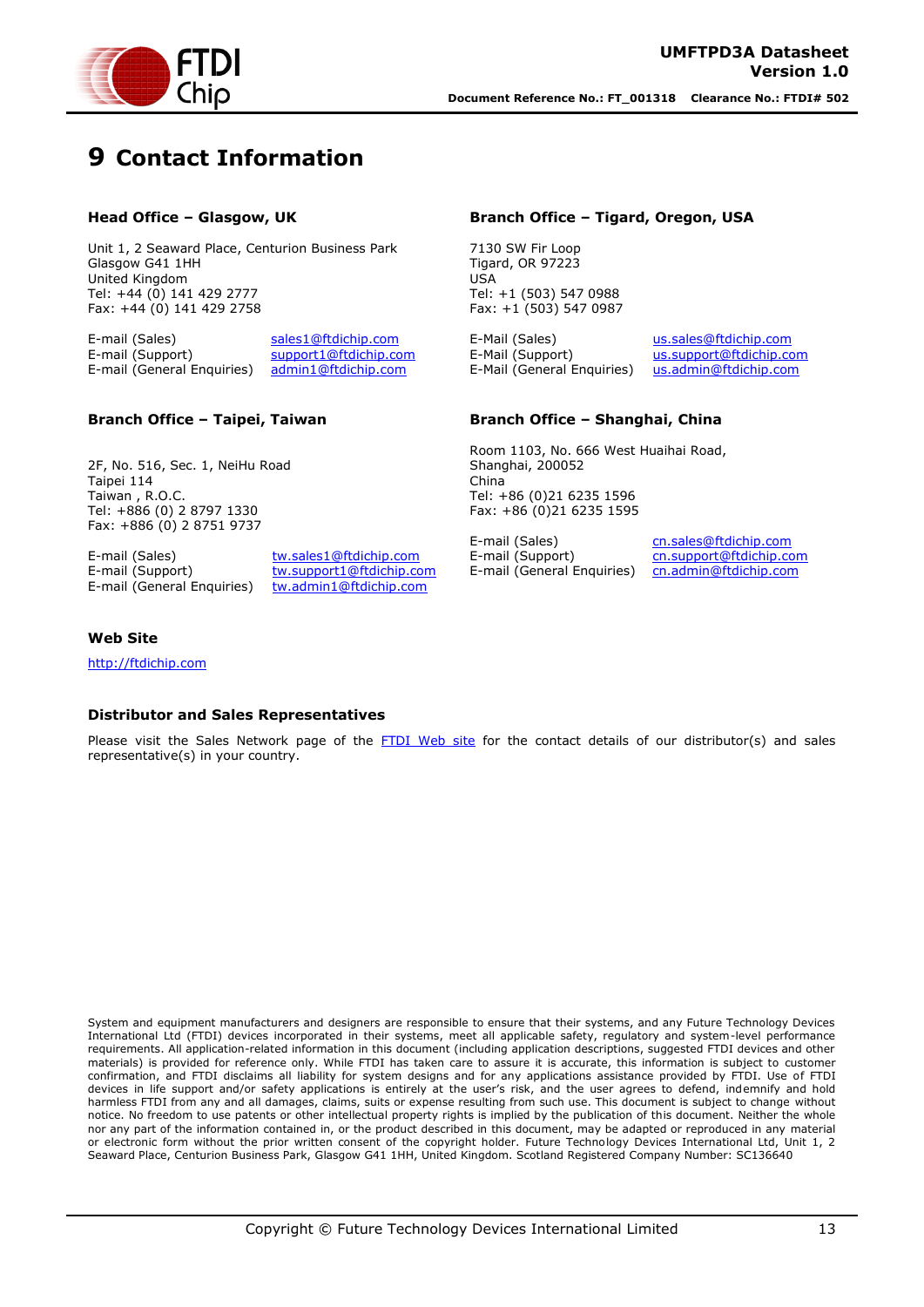# 9 Contact Information

### Head Office – Glasgow, UK

Unit 1, 2 Seaward Place, Centurion Business Park
Glasgow G41 1HH
United Kingdom
Tel: +44 (0) 141 429 2777
Fax: +44 (0) 141 429 2758

| | |
|---|---|
| E-mail (Sales) | sales1@ftdichip.com |
| E-mail (Support) | support1@ftdichip.com |
| E-mail (General Enquiries) | admin1@ftdichip.com |

### Branch Office – Tigard, Oregon, USA

7130 SW Fir Loop
Tigard, OR 97223
USA
Tel: +1 (503) 547 0988
Fax: +1 (503) 547 0987

| | |
|---|---|
| E-Mail (Sales) | us.sales@ftdichip.com |
| E-Mail (Support) | us.support@ftdichip.com |
| E-Mail (General Enquiries) | us.admin@ftdichip.com |

### Branch Office – Taipei, Taiwan

2F, No. 516, Sec. 1, NeiHu Road
Taipei 114
Taiwan , R.O.C.
Tel: +886 (0) 2 8797 1330
Fax: +886 (0) 2 8751 9737

| | |
|---|---|
| E-mail (Sales) | tw.sales1@ftdichip.com |
| E-mail (Support) | tw.support1@ftdichip.com |
| E-mail (General Enquiries) | tw.admin1@ftdichip.com |

### Branch Office – Shanghai, China

Room 1103, No. 666 West Huaihai Road,
Shanghai, 200052
China
Tel: +86 (0)21 6235 1596
Fax: +86 (0)21 6235 1595

| | |
|---|---|
| E-mail (Sales) | cn.sales@ftdichip.com |
| E-mail (Support) | cn.support@ftdichip.com |
| E-mail (General Enquiries) | cn.admin@ftdichip.com |

### Web Site

http://ftdichip.com

### Distributor and Sales Representatives

Please visit the Sales Network page of the FTDI Web site for the contact details of our distributor(s) and sales representative(s) in your country.

System and equipment manufacturers and designers are responsible to ensure that their systems, and any Future Technology Devices International Ltd (FTDI) devices incorporated in their systems, meet all applicable safety, regulatory and system-level performance requirements. All application-related information in this document (including application descriptions, suggested FTDI devices and other materials) is provided for reference only. While FTDI has taken care to assure it is accurate, this information is subject to customer confirmation, and FTDI disclaims all liability for system designs and for any applications assistance provided by FTDI. Use of FTDI devices in life support and/or safety applications is entirely at the user's risk, and the user agrees to defend, indemnify and hold harmless FTDI from any and all damages, claims, suits or expense resulting from such use. This document is subject to change without notice. No freedom to use patents or other intellectual property rights is implied by the publication of this document. Neither the whole nor any part of the information contained in, or the product described in this document, may be adapted or reproduced in any material or electronic form without the prior written consent of the copyright holder. Future Technology Devices International Ltd, Unit 1, 2 Seaward Place, Centurion Business Park, Glasgow G41 1HH, United Kingdom. Scotland Registered Company Number: SC136640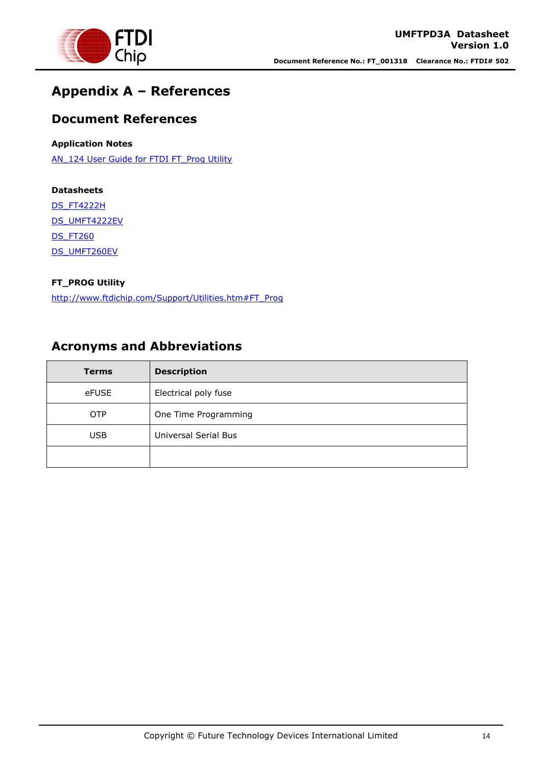# Appendix A – References

## Document References

**Application Notes**

AN_124 User Guide for FTDI FT_Prog Utility

**Datasheets**

DS_FT4222H

DS_UMFT4222EV

DS_FT260

DS_UMFT260EV

**FT_PROG Utility**

http://www.ftdichip.com/Support/Utilities.htm#FT_Prog

## Acronyms and Abbreviations

| Terms | Description |
| --- | --- |
| eFUSE | Electrical poly fuse |
| OTP | One Time Programming |
| USB | Universal Serial Bus |
| | |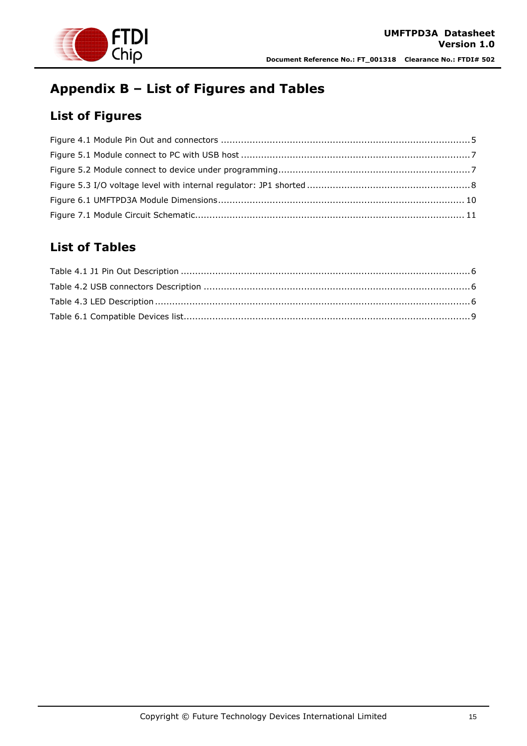# Appendix B – List of Figures and Tables

## List of Figures

Figure 4.1 Module Pin Out and connectors ........................................................................................ 5

Figure 5.1 Module connect to PC with USB host ................................................................................ 7

Figure 5.2 Module connect to device under programming ................................................................... 7

Figure 5.3 I/O voltage level with internal regulator: JP1 shorted ......................................................... 8

Figure 6.1 UMFTPD3A Module Dimensions ...................................................................................... 10

Figure 7.1 Module Circuit Schematic ............................................................................................... 11

## List of Tables

Table 4.1 J1 Pin Out Description ...................................................................................................... 6

Table 4.2 USB connectors Description .............................................................................................. 6

Table 4.3 LED Description ................................................................................................................ 6

Table 6.1 Compatible Devices list ..................................................................................................... 9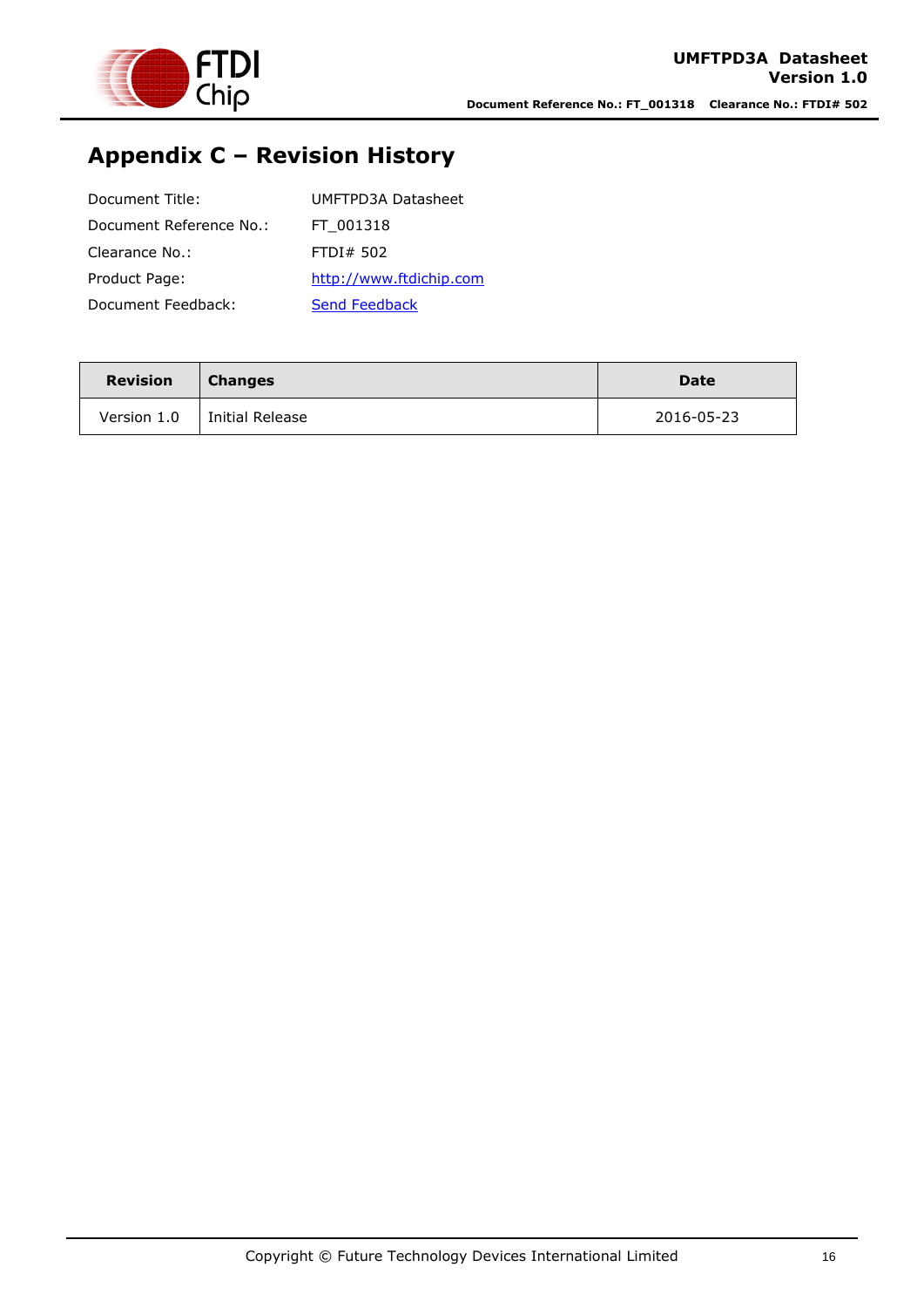# Appendix C – Revision History

Document Title: UMFTPD3A Datasheet

Document Reference No.: FT_001318

Clearance No.: FTDI# 502

Product Page: http://www.ftdichip.com

Document Feedback: Send Feedback

| Revision | Changes | Date |
| --- | --- | --- |
| Version 1.0 | Initial Release | 2016-05-23 |